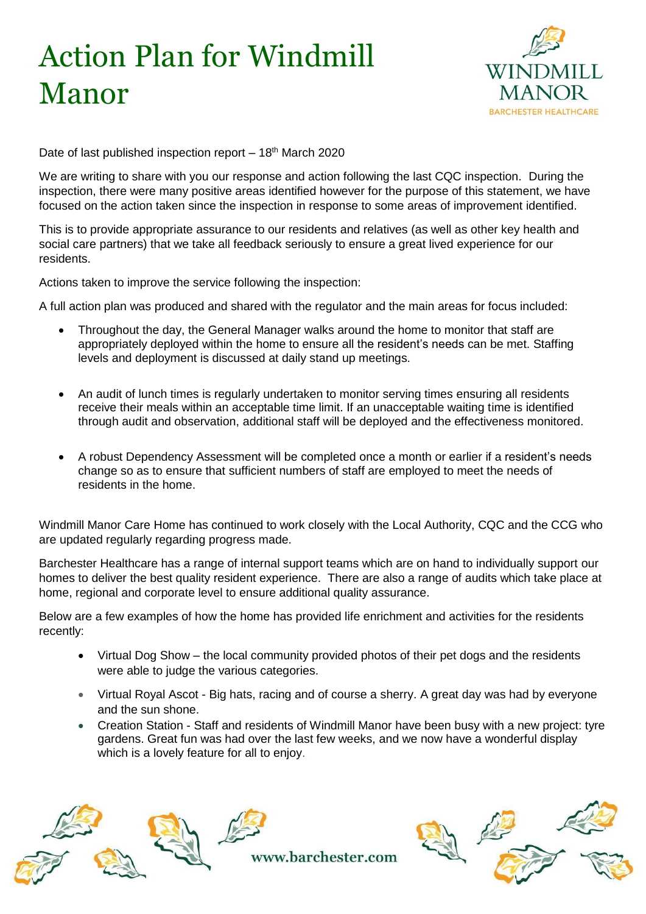# Action Plan for Windmill Manor

Date of last published inspection report – 18th March 2020

We are writing to share with you our response and action following the last CQC inspection. During the inspection, there were many positive areas identified however for the purpose of this statement, we have focused on the action taken since the inspection in response to some areas of improvement identified.

This is to provide appropriate assurance to our residents and relatives (as well as other key health and social care partners) that we take all feedback seriously to ensure a great lived experience for our residents.

Actions taken to improve the service following the inspection:

A full action plan was produced and shared with the regulator and the main areas for focus included:

- Throughout the day, the General Manager walks around the home to monitor that staff are appropriately deployed within the home to ensure all the resident's needs can be met. Staffing levels and deployment is discussed at daily stand up meetings.
- An audit of lunch times is regularly undertaken to monitor serving times ensuring all residents receive their meals within an acceptable time limit. If an unacceptable waiting time is identified through audit and observation, additional staff will be deployed and the effectiveness monitored.
- A robust Dependency Assessment will be completed once a month or earlier if a resident's needs change so as to ensure that sufficient numbers of staff are employed to meet the needs of residents in the home.

Windmill Manor Care Home has continued to work closely with the Local Authority, CQC and the CCG who are updated regularly regarding progress made.

Barchester Healthcare has a range of internal support teams which are on hand to individually support our homes to deliver the best quality resident experience. There are also a range of audits which take place at home, regional and corporate level to ensure additional quality assurance.

Below are a few examples of how the home has provided life enrichment and activities for the residents recently:

- Virtual Dog Show – the local community provided photos of their pet dogs and the residents were able to judge the various categories.
- Virtual Royal Ascot - Big hats, racing and of course a sherry. A great day was had by everyone and the sun shone.
- Creation Station - Staff and residents of Windmill Manor have been busy with a new project: tyre gardens. Great fun was had over the last few weeks, and we now have a wonderful display which is a lovely feature for all to enjoy.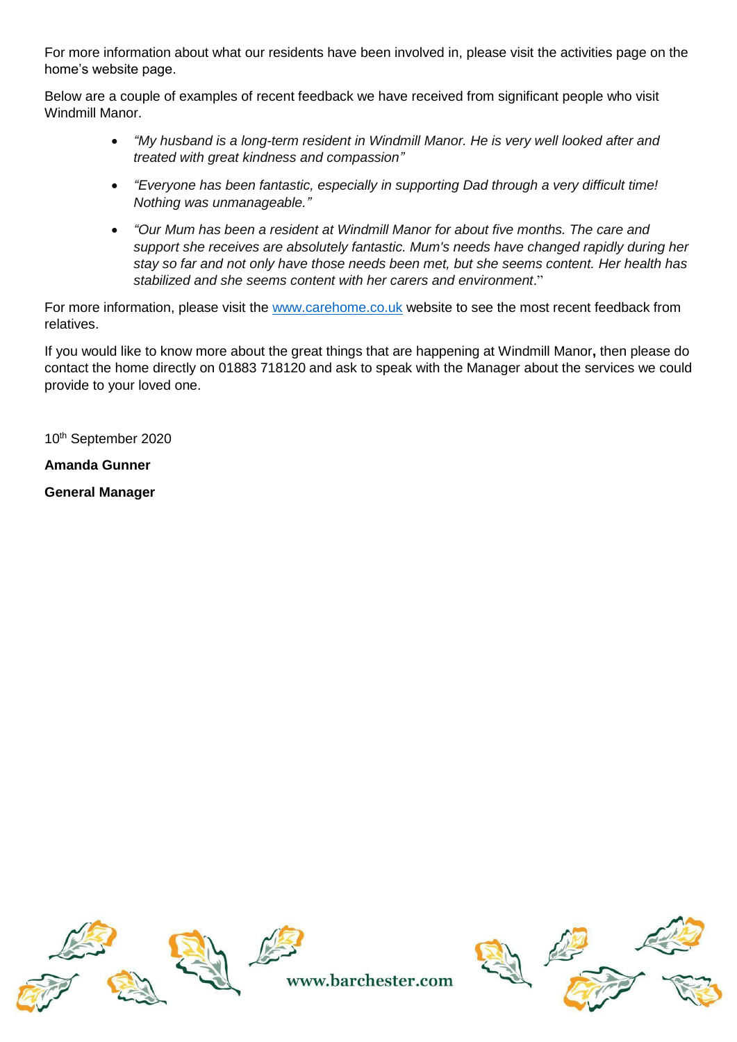For more information about what our residents have been involved in, please visit the activities page on the home's website page.

Below are a couple of examples of recent feedback we have received from significant people who visit Windmill Manor.

- *"My husband is a long-term resident in Windmill Manor. He is very well looked after and treated with great kindness and compassion"*
- *"Everyone has been fantastic, especially in supporting Dad through a very difficult time! Nothing was unmanageable."*
- *"Our Mum has been a resident at Windmill Manor for about five months. The care and support she receives are absolutely fantastic. Mum's needs have changed rapidly during her stay so far and not only have those needs been met, but she seems content. Her health has stabilized and she seems content with her carers and environment*."

For more information, please visit the www.carehome.co.uk website to see the most recent feedback from relatives.

If you would like to know more about the great things that are happening at Windmill Manor**,** then please do contact the home directly on 01883 718120 and ask to speak with the Manager about the services we could provide to your loved one.

10th September 2020

**Amanda Gunner**

**General Manager**

www.barchester.com